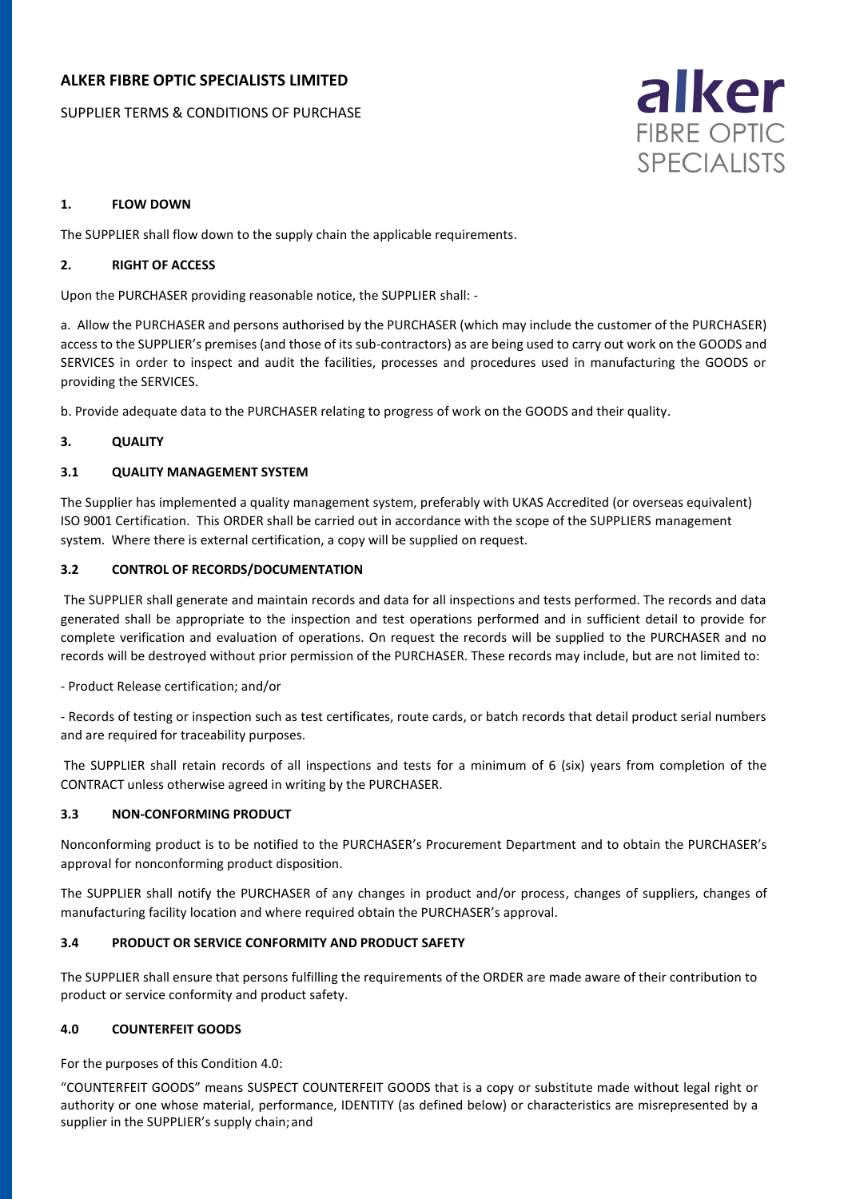# ALKER FIBRE OPTIC SPECIALISTS LIMITED

SUPPLIER TERMS & CONDITIONS OF PURCHASE

alker FIBRE OPTIC SPECIALISTS

## 1. FLOW DOWN

The SUPPLIER shall flow down to the supply chain the applicable requirements.

## 2. RIGHT OF ACCESS

Upon the PURCHASER providing reasonable notice, the SUPPLIER shall: -

a. Allow the PURCHASER and persons authorised by the PURCHASER (which may include the customer of the PURCHASER) access to the SUPPLIER's premises (and those of its sub-contractors) as are being used to carry out work on the GOODS and SERVICES in order to inspect and audit the facilities, processes and procedures used in manufacturing the GOODS or providing the SERVICES.

b. Provide adequate data to the PURCHASER relating to progress of work on the GOODS and their quality.

## 3. QUALITY

### 3.1 QUALITY MANAGEMENT SYSTEM

The Supplier has implemented a quality management system, preferably with UKAS Accredited (or overseas equivalent) ISO 9001 Certification. This ORDER shall be carried out in accordance with the scope of the SUPPLIERS management system. Where there is external certification, a copy will be supplied on request.

### 3.2 CONTROL OF RECORDS/DOCUMENTATION

The SUPPLIER shall generate and maintain records and data for all inspections and tests performed. The records and data generated shall be appropriate to the inspection and test operations performed and in sufficient detail to provide for complete verification and evaluation of operations. On request the records will be supplied to the PURCHASER and no records will be destroyed without prior permission of the PURCHASER. These records may include, but are not limited to:

- Product Release certification; and/or

- Records of testing or inspection such as test certificates, route cards, or batch records that detail product serial numbers and are required for traceability purposes.

The SUPPLIER shall retain records of all inspections and tests for a minimum of 6 (six) years from completion of the CONTRACT unless otherwise agreed in writing by the PURCHASER.

### 3.3 NON-CONFORMING PRODUCT

Nonconforming product is to be notified to the PURCHASER's Procurement Department and to obtain the PURCHASER's approval for nonconforming product disposition.

The SUPPLIER shall notify the PURCHASER of any changes in product and/or process, changes of suppliers, changes of manufacturing facility location and where required obtain the PURCHASER's approval.

### 3.4 PRODUCT OR SERVICE CONFORMITY AND PRODUCT SAFETY

The SUPPLIER shall ensure that persons fulfilling the requirements of the ORDER are made aware of their contribution to product or service conformity and product safety.

## 4.0 COUNTERFEIT GOODS

For the purposes of this Condition 4.0:

"COUNTERFEIT GOODS" means SUSPECT COUNTERFEIT GOODS that is a copy or substitute made without legal right or authority or one whose material, performance, IDENTITY (as defined below) or characteristics are misrepresented by a supplier in the SUPPLIER's supply chain; and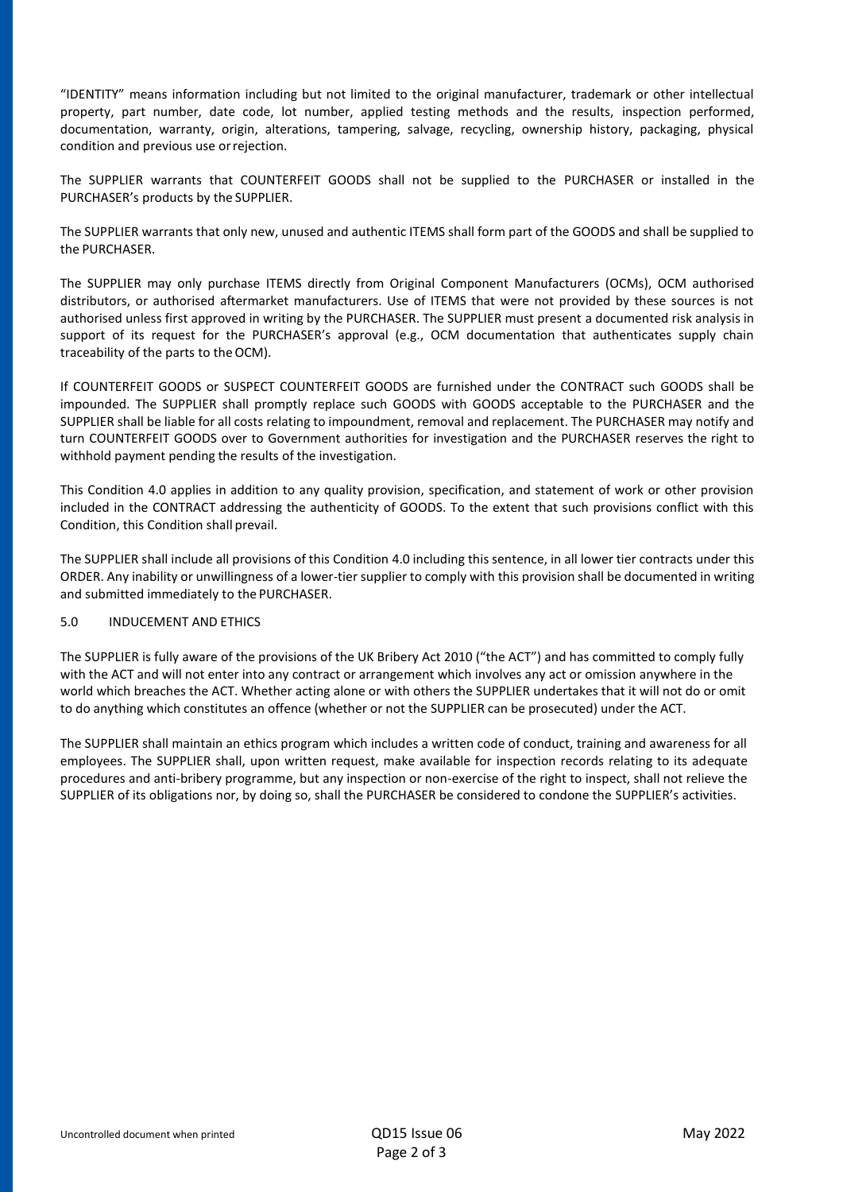"IDENTITY" means information including but not limited to the original manufacturer, trademark or other intellectual property, part number, date code, lot number, applied testing methods and the results, inspection performed, documentation, warranty, origin, alterations, tampering, salvage, recycling, ownership history, packaging, physical condition and previous use or rejection.

The SUPPLIER warrants that COUNTERFEIT GOODS shall not be supplied to the PURCHASER or installed in the PURCHASER's products by the SUPPLIER.

The SUPPLIER warrants that only new, unused and authentic ITEMS shall form part of the GOODS and shall be supplied to the PURCHASER.

The SUPPLIER may only purchase ITEMS directly from Original Component Manufacturers (OCMs), OCM authorised distributors, or authorised aftermarket manufacturers. Use of ITEMS that were not provided by these sources is not authorised unless first approved in writing by the PURCHASER. The SUPPLIER must present a documented risk analysis in support of its request for the PURCHASER's approval (e.g., OCM documentation that authenticates supply chain traceability of the parts to the OCM).

If COUNTERFEIT GOODS or SUSPECT COUNTERFEIT GOODS are furnished under the CONTRACT such GOODS shall be impounded. The SUPPLIER shall promptly replace such GOODS with GOODS acceptable to the PURCHASER and the SUPPLIER shall be liable for all costs relating to impoundment, removal and replacement. The PURCHASER may notify and turn COUNTERFEIT GOODS over to Government authorities for investigation and the PURCHASER reserves the right to withhold payment pending the results of the investigation.

This Condition 4.0 applies in addition to any quality provision, specification, and statement of work or other provision included in the CONTRACT addressing the authenticity of GOODS. To the extent that such provisions conflict with this Condition, this Condition shall prevail.

The SUPPLIER shall include all provisions of this Condition 4.0 including this sentence, in all lower tier contracts under this ORDER. Any inability or unwillingness of a lower-tier supplier to comply with this provision shall be documented in writing and submitted immediately to the PURCHASER.

## 5.0 INDUCEMENT AND ETHICS

The SUPPLIER is fully aware of the provisions of the UK Bribery Act 2010 ("the ACT") and has committed to comply fully with the ACT and will not enter into any contract or arrangement which involves any act or omission anywhere in the world which breaches the ACT. Whether acting alone or with others the SUPPLIER undertakes that it will not do or omit to do anything which constitutes an offence (whether or not the SUPPLIER can be prosecuted) under the ACT.

The SUPPLIER shall maintain an ethics program which includes a written code of conduct, training and awareness for all employees. The SUPPLIER shall, upon written request, make available for inspection records relating to its adequate procedures and anti-bribery programme, but any inspection or non-exercise of the right to inspect, shall not relieve the SUPPLIER of its obligations nor, by doing so, shall the PURCHASER be considered to condone the SUPPLIER's activities.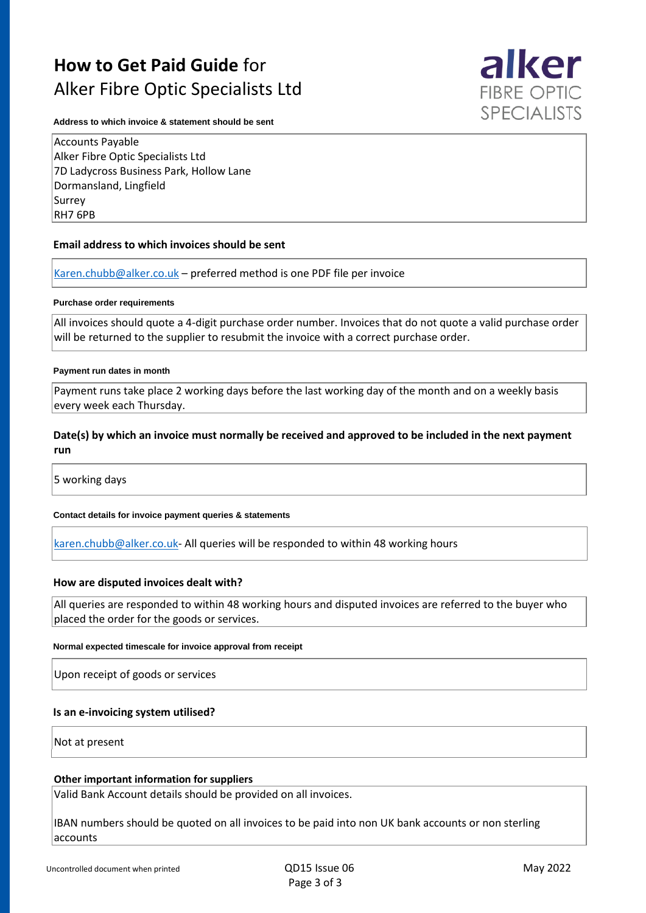# **How to Get Paid Guide** for Alker Fibre Optic Specialists Ltd

**Address to which invoice & statement should be sent**

Accounts Payable
Alker Fibre Optic Specialists Ltd
7D Ladycross Business Park, Hollow Lane
Dormansland, Lingfield
Surrey
RH7 6PB

**Email address to which invoices should be sent**

Karen.chubb@alker.co.uk – preferred method is one PDF file per invoice

**Purchase order requirements**

All invoices should quote a 4-digit purchase order number. Invoices that do not quote a valid purchase order will be returned to the supplier to resubmit the invoice with a correct purchase order.

**Payment run dates in month**

Payment runs take place 2 working days before the last working day of the month and on a weekly basis every week each Thursday.

**Date(s) by which an invoice must normally be received and approved to be included in the next payment run**

5 working days

**Contact details for invoice payment queries & statements**

karen.chubb@alker.co.uk- All queries will be responded to within 48 working hours

**How are disputed invoices dealt with?**

All queries are responded to within 48 working hours and disputed invoices are referred to the buyer who placed the order for the goods or services.

**Normal expected timescale for invoice approval from receipt**

Upon receipt of goods or services

**Is an e-invoicing system utilised?**

Not at present

**Other important information for suppliers**

Valid Bank Account details should be provided on all invoices.

IBAN numbers should be quoted on all invoices to be paid into non UK bank accounts or non sterling accounts

Uncontrolled document when printed QD15 Issue 06 May 2022